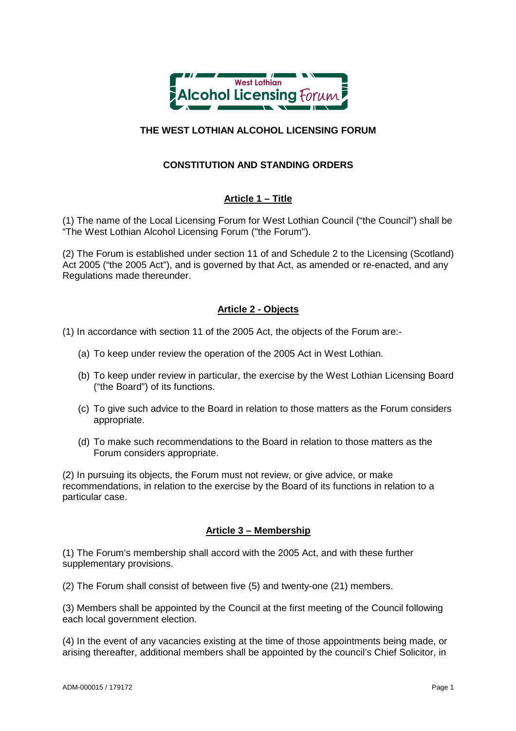West Lothian Alcohol Licensing Forum

# THE WEST LOTHIAN ALCOHOL LICENSING FORUM

## CONSTITUTION AND STANDING ORDERS

### Article 1 – Title

(1) The name of the Local Licensing Forum for West Lothian Council ("the Council") shall be "The West Lothian Alcohol Licensing Forum ("the Forum").

(2) The Forum is established under section 11 of and Schedule 2 to the Licensing (Scotland) Act 2005 ("the 2005 Act"), and is governed by that Act, as amended or re-enacted, and any Regulations made thereunder.

### Article 2 - Objects

(1) In accordance with section 11 of the 2005 Act, the objects of the Forum are:-

(a) To keep under review the operation of the 2005 Act in West Lothian.

(b) To keep under review in particular, the exercise by the West Lothian Licensing Board ("the Board") of its functions.

(c) To give such advice to the Board in relation to those matters as the Forum considers appropriate.

(d) To make such recommendations to the Board in relation to those matters as the Forum considers appropriate.

(2) In pursuing its objects, the Forum must not review, or give advice, or make recommendations, in relation to the exercise by the Board of its functions in relation to a particular case.

### Article 3 – Membership

(1) The Forum's membership shall accord with the 2005 Act, and with these further supplementary provisions.

(2) The Forum shall consist of between five (5) and twenty-one (21) members.

(3) Members shall be appointed by the Council at the first meeting of the Council following each local government election.

(4) In the event of any vacancies existing at the time of those appointments being made, or arising thereafter, additional members shall be appointed by the council's Chief Solicitor, in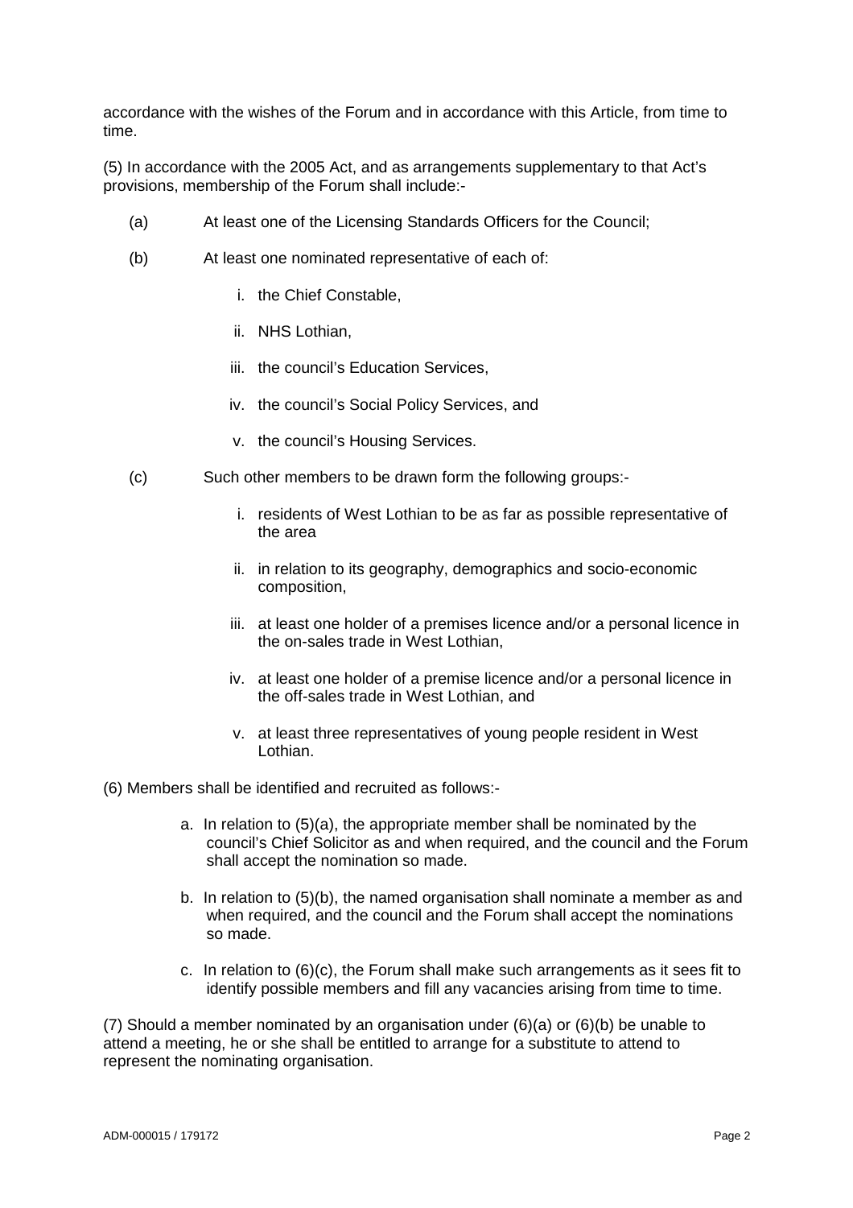accordance with the wishes of the Forum and in accordance with this Article, from time to time.

(5) In accordance with the 2005 Act, and as arrangements supplementary to that Act's provisions, membership of the Forum shall include:-

- (a) At least one of the Licensing Standards Officers for the Council;
- (b) At least one nominated representative of each of:
    - i. the Chief Constable,
    - ii. NHS Lothian,
    - iii. the council's Education Services,
    - iv. the council's Social Policy Services, and
    - v. the council's Housing Services.
- (c) Such other members to be drawn form the following groups:-
    - i. residents of West Lothian to be as far as possible representative of the area
    - ii. in relation to its geography, demographics and socio-economic composition,
    - iii. at least one holder of a premises licence and/or a personal licence in the on-sales trade in West Lothian,
    - iv. at least one holder of a premise licence and/or a personal licence in the off-sales trade in West Lothian, and
    - v. at least three representatives of young people resident in West Lothian.

(6) Members shall be identified and recruited as follows:-

- a. In relation to (5)(a), the appropriate member shall be nominated by the council's Chief Solicitor as and when required, and the council and the Forum shall accept the nomination so made.
- b. In relation to (5)(b), the named organisation shall nominate a member as and when required, and the council and the Forum shall accept the nominations so made.
- c. In relation to (6)(c), the Forum shall make such arrangements as it sees fit to identify possible members and fill any vacancies arising from time to time.

(7) Should a member nominated by an organisation under (6)(a) or (6)(b) be unable to attend a meeting, he or she shall be entitled to arrange for a substitute to attend to represent the nominating organisation.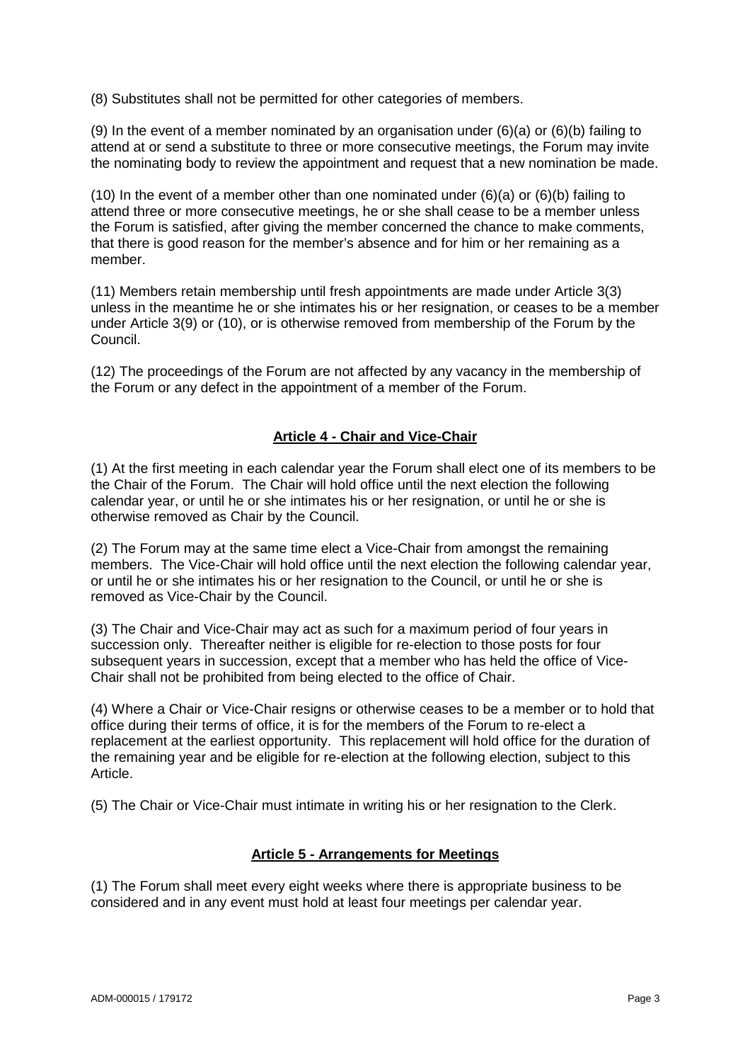(8) Substitutes shall not be permitted for other categories of members.

(9) In the event of a member nominated by an organisation under (6)(a) or (6)(b) failing to attend at or send a substitute to three or more consecutive meetings, the Forum may invite the nominating body to review the appointment and request that a new nomination be made.

(10) In the event of a member other than one nominated under (6)(a) or (6)(b) failing to attend three or more consecutive meetings, he or she shall cease to be a member unless the Forum is satisfied, after giving the member concerned the chance to make comments, that there is good reason for the member's absence and for him or her remaining as a member.

(11) Members retain membership until fresh appointments are made under Article 3(3) unless in the meantime he or she intimates his or her resignation, or ceases to be a member under Article 3(9) or (10), or is otherwise removed from membership of the Forum by the Council.

(12) The proceedings of the Forum are not affected by any vacancy in the membership of the Forum or any defect in the appointment of a member of the Forum.

## Article 4 - Chair and Vice-Chair

(1) At the first meeting in each calendar year the Forum shall elect one of its members to be the Chair of the Forum. The Chair will hold office until the next election the following calendar year, or until he or she intimates his or her resignation, or until he or she is otherwise removed as Chair by the Council.

(2) The Forum may at the same time elect a Vice-Chair from amongst the remaining members. The Vice-Chair will hold office until the next election the following calendar year, or until he or she intimates his or her resignation to the Council, or until he or she is removed as Vice-Chair by the Council.

(3) The Chair and Vice-Chair may act as such for a maximum period of four years in succession only. Thereafter neither is eligible for re-election to those posts for four subsequent years in succession, except that a member who has held the office of Vice-Chair shall not be prohibited from being elected to the office of Chair.

(4) Where a Chair or Vice-Chair resigns or otherwise ceases to be a member or to hold that office during their terms of office, it is for the members of the Forum to re-elect a replacement at the earliest opportunity. This replacement will hold office for the duration of the remaining year and be eligible for re-election at the following election, subject to this Article.

(5) The Chair or Vice-Chair must intimate in writing his or her resignation to the Clerk.

## Article 5 - Arrangements for Meetings

(1) The Forum shall meet every eight weeks where there is appropriate business to be considered and in any event must hold at least four meetings per calendar year.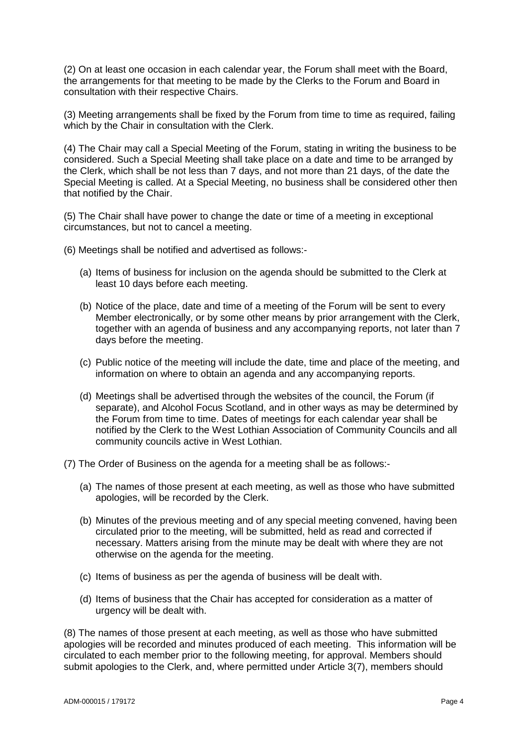(2) On at least one occasion in each calendar year, the Forum shall meet with the Board, the arrangements for that meeting to be made by the Clerks to the Forum and Board in consultation with their respective Chairs.

(3) Meeting arrangements shall be fixed by the Forum from time to time as required, failing which by the Chair in consultation with the Clerk.

(4) The Chair may call a Special Meeting of the Forum, stating in writing the business to be considered. Such a Special Meeting shall take place on a date and time to be arranged by the Clerk, which shall be not less than 7 days, and not more than 21 days, of the date the Special Meeting is called. At a Special Meeting, no business shall be considered other then that notified by the Chair.

(5) The Chair shall have power to change the date or time of a meeting in exceptional circumstances, but not to cancel a meeting.

(6) Meetings shall be notified and advertised as follows:-

(a) Items of business for inclusion on the agenda should be submitted to the Clerk at least 10 days before each meeting.

(b) Notice of the place, date and time of a meeting of the Forum will be sent to every Member electronically, or by some other means by prior arrangement with the Clerk, together with an agenda of business and any accompanying reports, not later than 7 days before the meeting.

(c) Public notice of the meeting will include the date, time and place of the meeting, and information on where to obtain an agenda and any accompanying reports.

(d) Meetings shall be advertised through the websites of the council, the Forum (if separate), and Alcohol Focus Scotland, and in other ways as may be determined by the Forum from time to time. Dates of meetings for each calendar year shall be notified by the Clerk to the West Lothian Association of Community Councils and all community councils active in West Lothian.

(7) The Order of Business on the agenda for a meeting shall be as follows:-

(a) The names of those present at each meeting, as well as those who have submitted apologies, will be recorded by the Clerk.

(b) Minutes of the previous meeting and of any special meeting convened, having been circulated prior to the meeting, will be submitted, held as read and corrected if necessary. Matters arising from the minute may be dealt with where they are not otherwise on the agenda for the meeting.

(c) Items of business as per the agenda of business will be dealt with.

(d) Items of business that the Chair has accepted for consideration as a matter of urgency will be dealt with.

(8) The names of those present at each meeting, as well as those who have submitted apologies will be recorded and minutes produced of each meeting. This information will be circulated to each member prior to the following meeting, for approval. Members should submit apologies to the Clerk, and, where permitted under Article 3(7), members should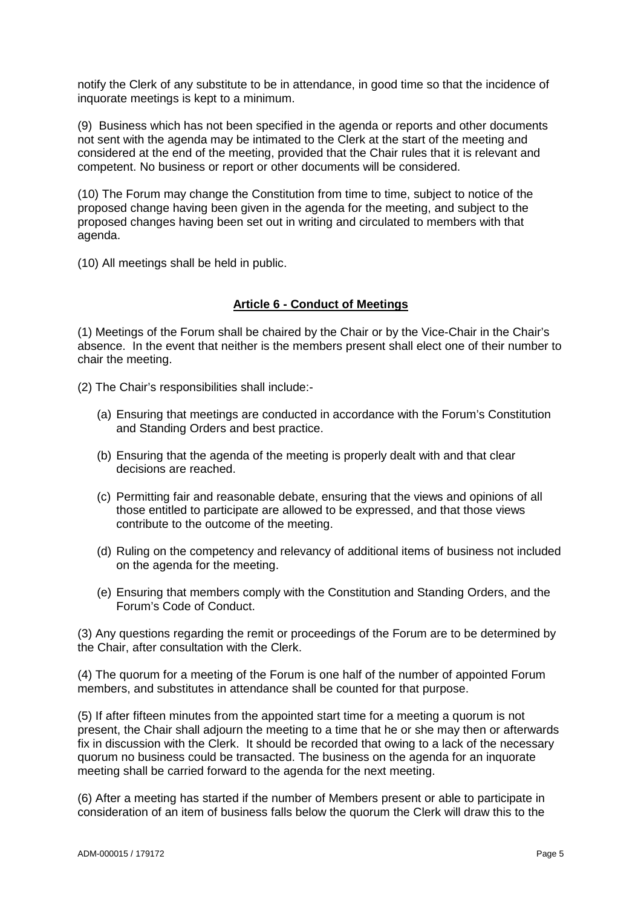notify the Clerk of any substitute to be in attendance, in good time so that the incidence of inquorate meetings is kept to a minimum.

(9) Business which has not been specified in the agenda or reports and other documents not sent with the agenda may be intimated to the Clerk at the start of the meeting and considered at the end of the meeting, provided that the Chair rules that it is relevant and competent. No business or report or other documents will be considered.

(10) The Forum may change the Constitution from time to time, subject to notice of the proposed change having been given in the agenda for the meeting, and subject to the proposed changes having been set out in writing and circulated to members with that agenda.

(10) All meetings shall be held in public.

## Article 6 - Conduct of Meetings

(1) Meetings of the Forum shall be chaired by the Chair or by the Vice-Chair in the Chair's absence. In the event that neither is the members present shall elect one of their number to chair the meeting.

(2) The Chair's responsibilities shall include:-

- (a) Ensuring that meetings are conducted in accordance with the Forum's Constitution and Standing Orders and best practice.
- (b) Ensuring that the agenda of the meeting is properly dealt with and that clear decisions are reached.
- (c) Permitting fair and reasonable debate, ensuring that the views and opinions of all those entitled to participate are allowed to be expressed, and that those views contribute to the outcome of the meeting.
- (d) Ruling on the competency and relevancy of additional items of business not included on the agenda for the meeting.
- (e) Ensuring that members comply with the Constitution and Standing Orders, and the Forum's Code of Conduct.

(3) Any questions regarding the remit or proceedings of the Forum are to be determined by the Chair, after consultation with the Clerk.

(4) The quorum for a meeting of the Forum is one half of the number of appointed Forum members, and substitutes in attendance shall be counted for that purpose.

(5) If after fifteen minutes from the appointed start time for a meeting a quorum is not present, the Chair shall adjourn the meeting to a time that he or she may then or afterwards fix in discussion with the Clerk. It should be recorded that owing to a lack of the necessary quorum no business could be transacted. The business on the agenda for an inquorate meeting shall be carried forward to the agenda for the next meeting.

(6) After a meeting has started if the number of Members present or able to participate in consideration of an item of business falls below the quorum the Clerk will draw this to the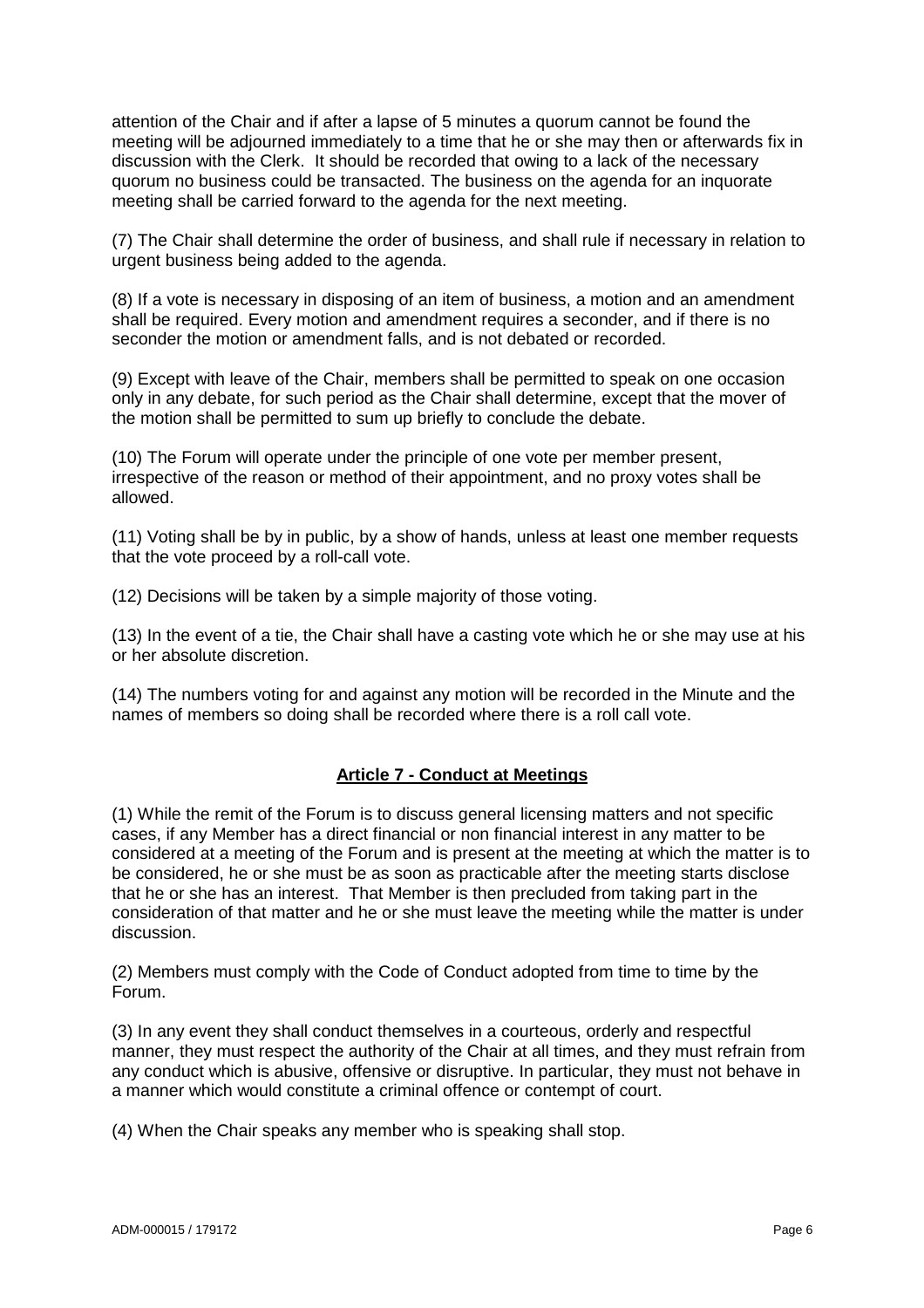attention of the Chair and if after a lapse of 5 minutes a quorum cannot be found the meeting will be adjourned immediately to a time that he or she may then or afterwards fix in discussion with the Clerk. It should be recorded that owing to a lack of the necessary quorum no business could be transacted. The business on the agenda for an inquorate meeting shall be carried forward to the agenda for the next meeting.

(7) The Chair shall determine the order of business, and shall rule if necessary in relation to urgent business being added to the agenda.

(8) If a vote is necessary in disposing of an item of business, a motion and an amendment shall be required. Every motion and amendment requires a seconder, and if there is no seconder the motion or amendment falls, and is not debated or recorded.

(9) Except with leave of the Chair, members shall be permitted to speak on one occasion only in any debate, for such period as the Chair shall determine, except that the mover of the motion shall be permitted to sum up briefly to conclude the debate.

(10) The Forum will operate under the principle of one vote per member present, irrespective of the reason or method of their appointment, and no proxy votes shall be allowed.

(11) Voting shall be by in public, by a show of hands, unless at least one member requests that the vote proceed by a roll-call vote.

(12) Decisions will be taken by a simple majority of those voting.

(13) In the event of a tie, the Chair shall have a casting vote which he or she may use at his or her absolute discretion.

(14) The numbers voting for and against any motion will be recorded in the Minute and the names of members so doing shall be recorded where there is a roll call vote.

## Article 7 - Conduct at Meetings

(1) While the remit of the Forum is to discuss general licensing matters and not specific cases, if any Member has a direct financial or non financial interest in any matter to be considered at a meeting of the Forum and is present at the meeting at which the matter is to be considered, he or she must be as soon as practicable after the meeting starts disclose that he or she has an interest. That Member is then precluded from taking part in the consideration of that matter and he or she must leave the meeting while the matter is under discussion.

(2) Members must comply with the Code of Conduct adopted from time to time by the Forum.

(3) In any event they shall conduct themselves in a courteous, orderly and respectful manner, they must respect the authority of the Chair at all times, and they must refrain from any conduct which is abusive, offensive or disruptive. In particular, they must not behave in a manner which would constitute a criminal offence or contempt of court.

(4) When the Chair speaks any member who is speaking shall stop.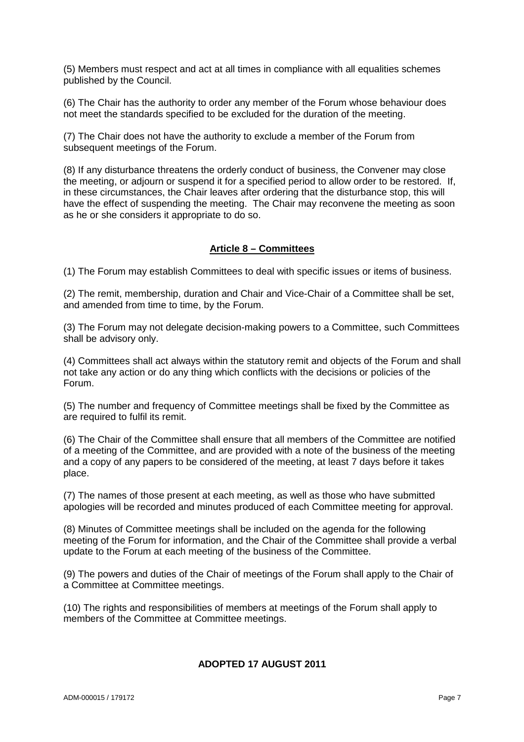(5) Members must respect and act at all times in compliance with all equalities schemes published by the Council.

(6) The Chair has the authority to order any member of the Forum whose behaviour does not meet the standards specified to be excluded for the duration of the meeting.

(7) The Chair does not have the authority to exclude a member of the Forum from subsequent meetings of the Forum.

(8) If any disturbance threatens the orderly conduct of business, the Convener may close the meeting, or adjourn or suspend it for a specified period to allow order to be restored. If, in these circumstances, the Chair leaves after ordering that the disturbance stop, this will have the effect of suspending the meeting. The Chair may reconvene the meeting as soon as he or she considers it appropriate to do so.

## Article 8 – Committees

(1) The Forum may establish Committees to deal with specific issues or items of business.

(2) The remit, membership, duration and Chair and Vice-Chair of a Committee shall be set, and amended from time to time, by the Forum.

(3) The Forum may not delegate decision-making powers to a Committee, such Committees shall be advisory only.

(4) Committees shall act always within the statutory remit and objects of the Forum and shall not take any action or do any thing which conflicts with the decisions or policies of the Forum.

(5) The number and frequency of Committee meetings shall be fixed by the Committee as are required to fulfil its remit.

(6) The Chair of the Committee shall ensure that all members of the Committee are notified of a meeting of the Committee, and are provided with a note of the business of the meeting and a copy of any papers to be considered of the meeting, at least 7 days before it takes place.

(7) The names of those present at each meeting, as well as those who have submitted apologies will be recorded and minutes produced of each Committee meeting for approval.

(8) Minutes of Committee meetings shall be included on the agenda for the following meeting of the Forum for information, and the Chair of the Committee shall provide a verbal update to the Forum at each meeting of the business of the Committee.

(9) The powers and duties of the Chair of meetings of the Forum shall apply to the Chair of a Committee at Committee meetings.

(10) The rights and responsibilities of members at meetings of the Forum shall apply to members of the Committee at Committee meetings.

**ADOPTED 17 AUGUST 2011**

ADM-000015 / 179172